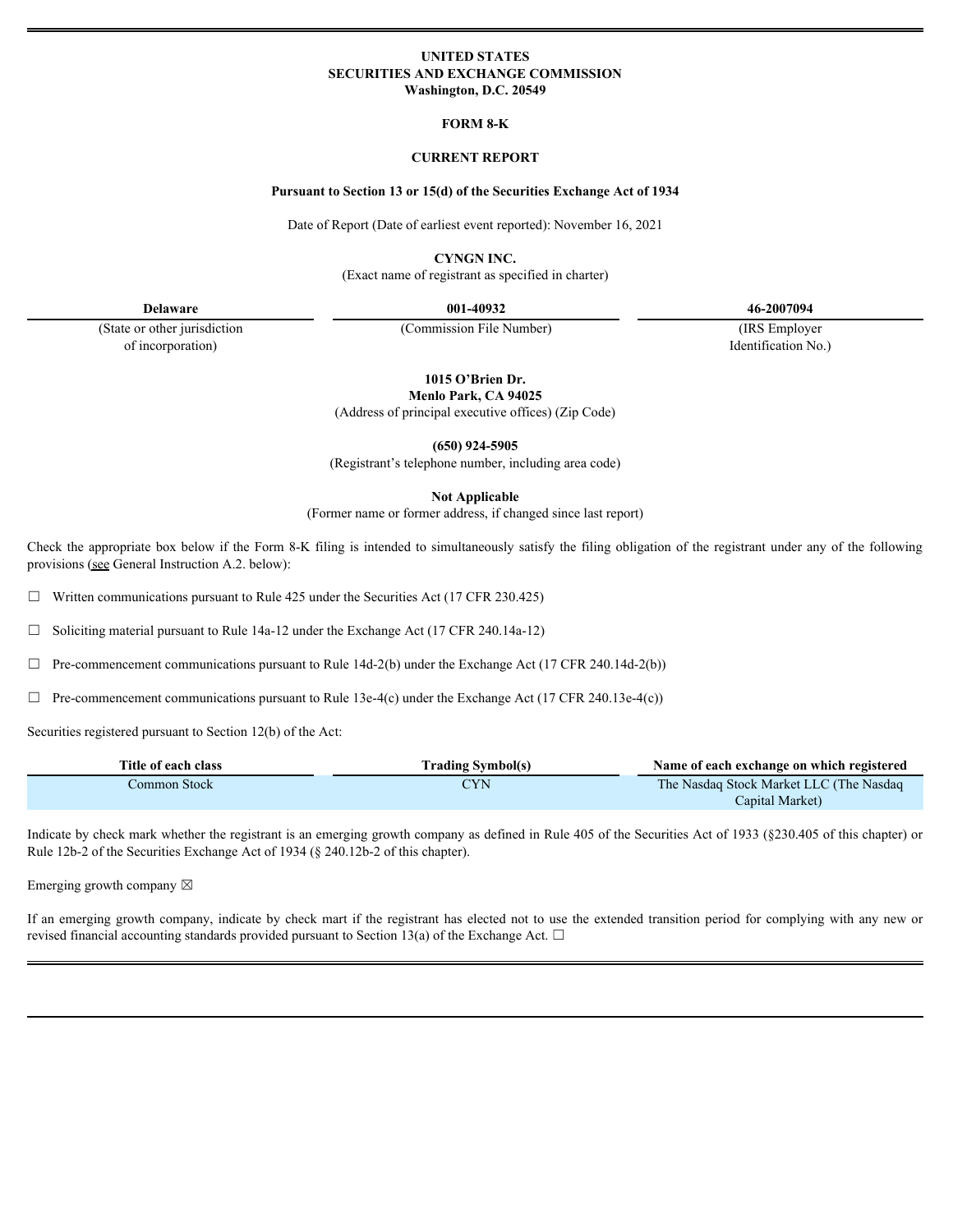**UNITED STATES**
**SECURITIES AND EXCHANGE COMMISSION**
**Washington, D.C. 20549**

**FORM 8-K**

**CURRENT REPORT**

**Pursuant to Section 13 or 15(d) of the Securities Exchange Act of 1934**

Date of Report (Date of earliest event reported): November 16, 2021

**CYNGN INC.**
(Exact name of registrant as specified in charter)

| Delaware | 001-40932 | 46-2007094 |
|---|---|---|
| (State or other jurisdiction of incorporation) | (Commission File Number) | (IRS Employer Identification No.) |

**1015 O'Brien Dr.**
**Menlo Park, CA 94025**
(Address of principal executive offices) (Zip Code)

**(650) 924-5905**
(Registrant's telephone number, including area code)

**Not Applicable**
(Former name or former address, if changed since last report)

Check the appropriate box below if the Form 8-K filing is intended to simultaneously satisfy the filing obligation of the registrant under any of the following provisions (see General Instruction A.2. below):

☐ Written communications pursuant to Rule 425 under the Securities Act (17 CFR 230.425)

☐ Soliciting material pursuant to Rule 14a-12 under the Exchange Act (17 CFR 240.14a-12)

☐ Pre-commencement communications pursuant to Rule 14d-2(b) under the Exchange Act (17 CFR 240.14d-2(b))

☐ Pre-commencement communications pursuant to Rule 13e-4(c) under the Exchange Act (17 CFR 240.13e-4(c))

Securities registered pursuant to Section 12(b) of the Act:

| Title of each class | Trading Symbol(s) | Name of each exchange on which registered |
|---|---|---|
| Common Stock | CYN | The Nasdaq Stock Market LLC (The Nasdaq Capital Market) |

Indicate by check mark whether the registrant is an emerging growth company as defined in Rule 405 of the Securities Act of 1933 (§230.405 of this chapter) or Rule 12b-2 of the Securities Exchange Act of 1934 (§ 240.12b-2 of this chapter).

Emerging growth company ☒

If an emerging growth company, indicate by check mart if the registrant has elected not to use the extended transition period for complying with any new or revised financial accounting standards provided pursuant to Section 13(a) of the Exchange Act. ☐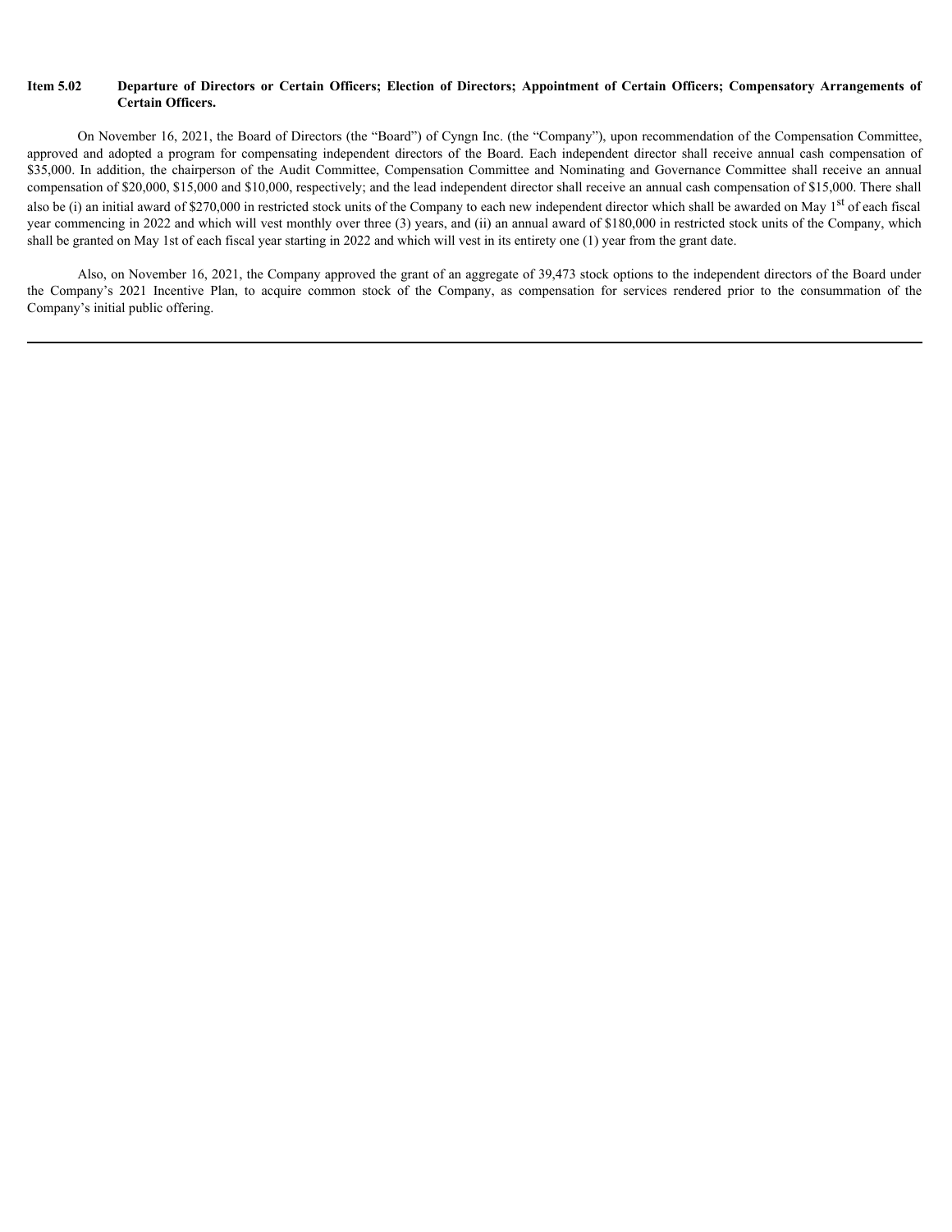**Item 5.02 Departure of Directors or Certain Officers; Election of Directors; Appointment of Certain Officers; Compensatory Arrangements of Certain Officers.**

On November 16, 2021, the Board of Directors (the "Board") of Cyngn Inc. (the "Company"), upon recommendation of the Compensation Committee, approved and adopted a program for compensating independent directors of the Board. Each independent director shall receive annual cash compensation of $35,000. In addition, the chairperson of the Audit Committee, Compensation Committee and Nominating and Governance Committee shall receive an annual compensation of $20,000, $15,000 and $10,000, respectively; and the lead independent director shall receive an annual cash compensation of $15,000. There shall also be (i) an initial award of $270,000 in restricted stock units of the Company to each new independent director which shall be awarded on May 1st of each fiscal year commencing in 2022 and which will vest monthly over three (3) years, and (ii) an annual award of $180,000 in restricted stock units of the Company, which shall be granted on May 1st of each fiscal year starting in 2022 and which will vest in its entirety one (1) year from the grant date.

Also, on November 16, 2021, the Company approved the grant of an aggregate of 39,473 stock options to the independent directors of the Board under the Company's 2021 Incentive Plan, to acquire common stock of the Company, as compensation for services rendered prior to the consummation of the Company's initial public offering.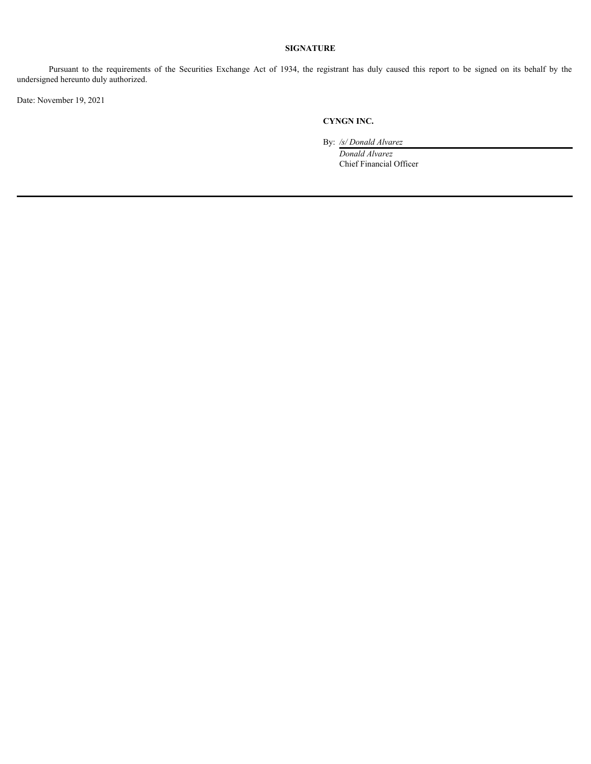**SIGNATURE**

Pursuant to the requirements of the Securities Exchange Act of 1934, the registrant has duly caused this report to be signed on its behalf by the undersigned hereunto duly authorized.

Date: November 19, 2021

**CYNGN INC.**

By: */s/ Donald Alvarez*
*Donald Alvarez*
Chief Financial Officer